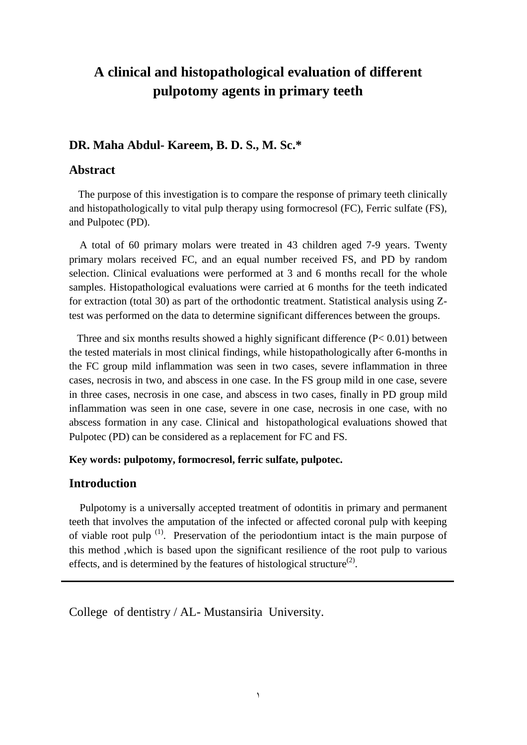# A clinical and histopathological evaluation of different pulpotomy agents in primary teeth

**DR. Maha Abdul- Kareem, B. D. S., M. Sc.***

## Abstract

The purpose of this investigation is to compare the response of primary teeth clinically and histopathologically to vital pulp therapy using formocresol (FC), Ferric sulfate (FS), and Pulpotec (PD).

A total of 60 primary molars were treated in 43 children aged 7-9 years. Twenty primary molars received FC, and an equal number received FS, and PD by random selection. Clinical evaluations were performed at 3 and 6 months recall for the whole samples. Histopathological evaluations were carried at 6 months for the teeth indicated for extraction (total 30) as part of the orthodontic treatment. Statistical analysis using Z-test was performed on the data to determine significant differences between the groups.

Three and six months results showed a highly significant difference ($P< 0.01$) between the tested materials in most clinical findings, while histopathologically after 6-months in the FC group mild inflammation was seen in two cases, severe inflammation in three cases, necrosis in two, and abscess in one case. In the FS group mild in one case, severe in three cases, necrosis in one case, and abscess in two cases, finally in PD group mild inflammation was seen in one case, severe in one case, necrosis in one case, with no abscess formation in any case. Clinical and histopathological evaluations showed that Pulpotec (PD) can be considered as a replacement for FC and FS.

**Key words: pulpotomy, formocresol, ferric sulfate, pulpotec.**

## Introduction

Pulpotomy is a universally accepted treatment of odontitis in primary and permanent teeth that involves the amputation of the infected or affected coronal pulp with keeping of viable root pulp [(1)]. Preservation of the periodontium intact is the main purpose of this method ,which is based upon the significant resilience of the root pulp to various effects, and is determined by the features of histological structure[(2)].

---

College of dentistry / AL- Mustansiria University.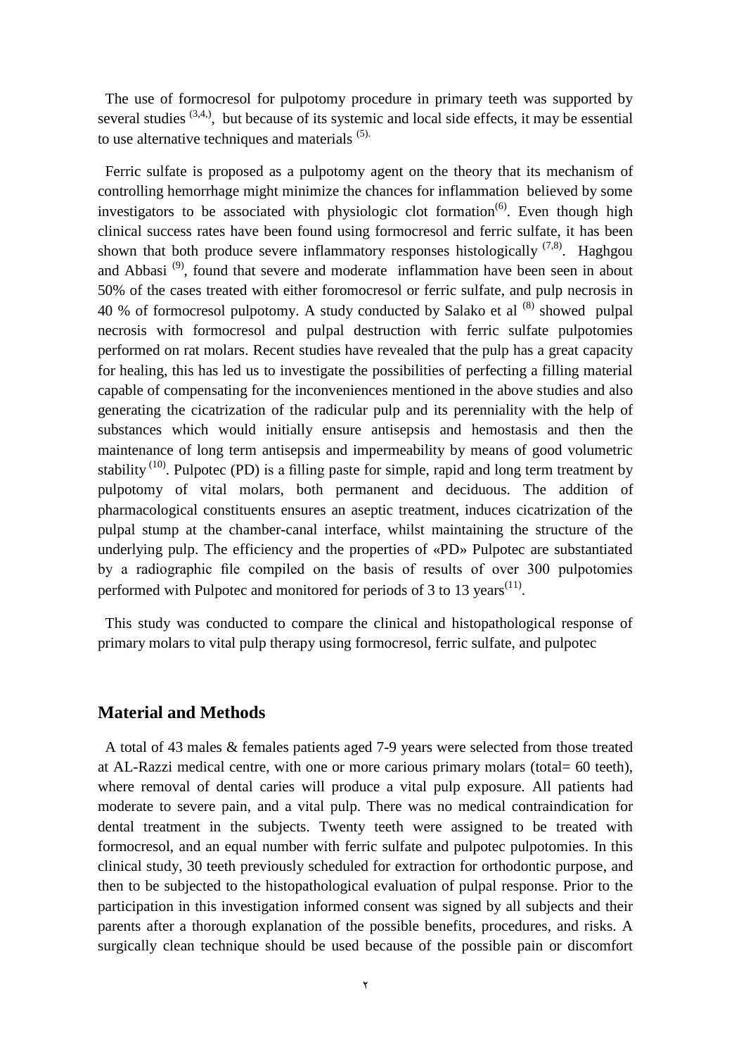The use of formocresol for pulpotomy procedure in primary teeth was supported by several studies [3,4,], but because of its systemic and local side effects, it may be essential to use alternative techniques and materials [5].

Ferric sulfate is proposed as a pulpotomy agent on the theory that its mechanism of controlling hemorrhage might minimize the chances for inflammation believed by some investigators to be associated with physiologic clot formation[6]. Even though high clinical success rates have been found using formocresol and ferric sulfate, it has been shown that both produce severe inflammatory responses histologically [7,8]. Haghgou and Abbasi [9], found that severe and moderate inflammation have been seen in about 50% of the cases treated with either foromocresol or ferric sulfate, and pulp necrosis in 40 % of formocresol pulpotomy. A study conducted by Salako et al [8] showed pulpal necrosis with formocresol and pulpal destruction with ferric sulfate pulpotomies performed on rat molars. Recent studies have revealed that the pulp has a great capacity for healing, this has led us to investigate the possibilities of perfecting a filling material capable of compensating for the inconveniences mentioned in the above studies and also generating the cicatrization of the radicular pulp and its perenniality with the help of substances which would initially ensure antisepsis and hemostasis and then the maintenance of long term antisepsis and impermeability by means of good volumetric stability [10]. Pulpotec (PD) is a filling paste for simple, rapid and long term treatment by pulpotomy of vital molars, both permanent and deciduous. The addition of pharmacological constituents ensures an aseptic treatment, induces cicatrization of the pulpal stump at the chamber-canal interface, whilst maintaining the structure of the underlying pulp. The efficiency and the properties of «PD» Pulpotec are substantiated by a radiographic file compiled on the basis of results of over 300 pulpotomies performed with Pulpotec and monitored for periods of 3 to 13 years[11].

This study was conducted to compare the clinical and histopathological response of primary molars to vital pulp therapy using formocresol, ferric sulfate, and pulpotec

## Material and Methods

A total of 43 males & females patients aged 7-9 years were selected from those treated at AL-Razzi medical centre, with one or more carious primary molars (total= 60 teeth), where removal of dental caries will produce a vital pulp exposure. All patients had moderate to severe pain, and a vital pulp. There was no medical contraindication for dental treatment in the subjects. Twenty teeth were assigned to be treated with formocresol, and an equal number with ferric sulfate and pulpotec pulpotomies. In this clinical study, 30 teeth previously scheduled for extraction for orthodontic purpose, and then to be subjected to the histopathological evaluation of pulpal response. Prior to the participation in this investigation informed consent was signed by all subjects and their parents after a thorough explanation of the possible benefits, procedures, and risks. A surgically clean technique should be used because of the possible pain or discomfort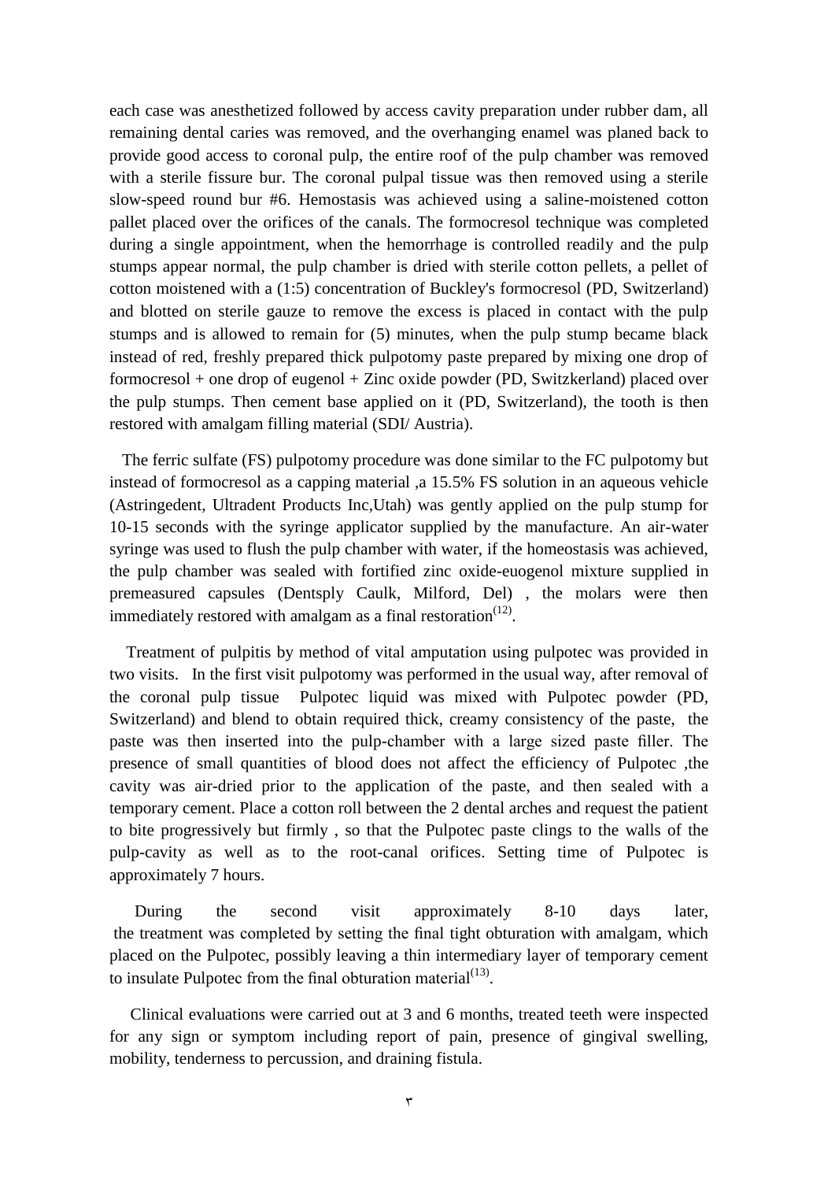each case was anesthetized followed by access cavity preparation under rubber dam, all remaining dental caries was removed, and the overhanging enamel was planed back to provide good access to coronal pulp, the entire roof of the pulp chamber was removed with a sterile fissure bur. The coronal pulpal tissue was then removed using a sterile slow-speed round bur #6. Hemostasis was achieved using a saline-moistened cotton pallet placed over the orifices of the canals. The formocresol technique was completed during a single appointment, when the hemorrhage is controlled readily and the pulp stumps appear normal, the pulp chamber is dried with sterile cotton pellets, a pellet of cotton moistened with a (1:5) concentration of Buckley's formocresol (PD, Switzerland) and blotted on sterile gauze to remove the excess is placed in contact with the pulp stumps and is allowed to remain for (5) minutes, when the pulp stump became black instead of red, freshly prepared thick pulpotomy paste prepared by mixing one drop of formocresol + one drop of eugenol + Zinc oxide powder (PD, Switzkerland) placed over the pulp stumps. Then cement base applied on it (PD, Switzerland), the tooth is then restored with amalgam filling material (SDI/ Austria).

The ferric sulfate (FS) pulpotomy procedure was done similar to the FC pulpotomy but instead of formocresol as a capping material ,a 15.5% FS solution in an aqueous vehicle (Astringedent, Ultradent Products Inc,Utah) was gently applied on the pulp stump for 10-15 seconds with the syringe applicator supplied by the manufacture. An air-water syringe was used to flush the pulp chamber with water, if the homeostasis was achieved, the pulp chamber was sealed with fortified zinc oxide-euogenol mixture supplied in premeasured capsules (Dentsply Caulk, Milford, Del) , the molars were then immediately restored with amalgam as a final restoration[12].

Treatment of pulpitis by method of vital amputation using pulpotec was provided in two visits. In the first visit pulpotomy was performed in the usual way, after removal of the coronal pulp tissue Pulpotec liquid was mixed with Pulpotec powder (PD, Switzerland) and blend to obtain required thick, creamy consistency of the paste, the paste was then inserted into the pulp-chamber with a large sized paste filler. The presence of small quantities of blood does not affect the efficiency of Pulpotec ,the cavity was air-dried prior to the application of the paste, and then sealed with a temporary cement. Place a cotton roll between the 2 dental arches and request the patient to bite progressively but firmly , so that the Pulpotec paste clings to the walls of the pulp-cavity as well as to the root-canal orifices. Setting time of Pulpotec is approximately 7 hours.

During the second visit approximately 8-10 days later, the treatment was completed by setting the final tight obturation with amalgam, which placed on the Pulpotec, possibly leaving a thin intermediary layer of temporary cement to insulate Pulpotec from the final obturation material[13].

Clinical evaluations were carried out at 3 and 6 months, treated teeth were inspected for any sign or symptom including report of pain, presence of gingival swelling, mobility, tenderness to percussion, and draining fistula.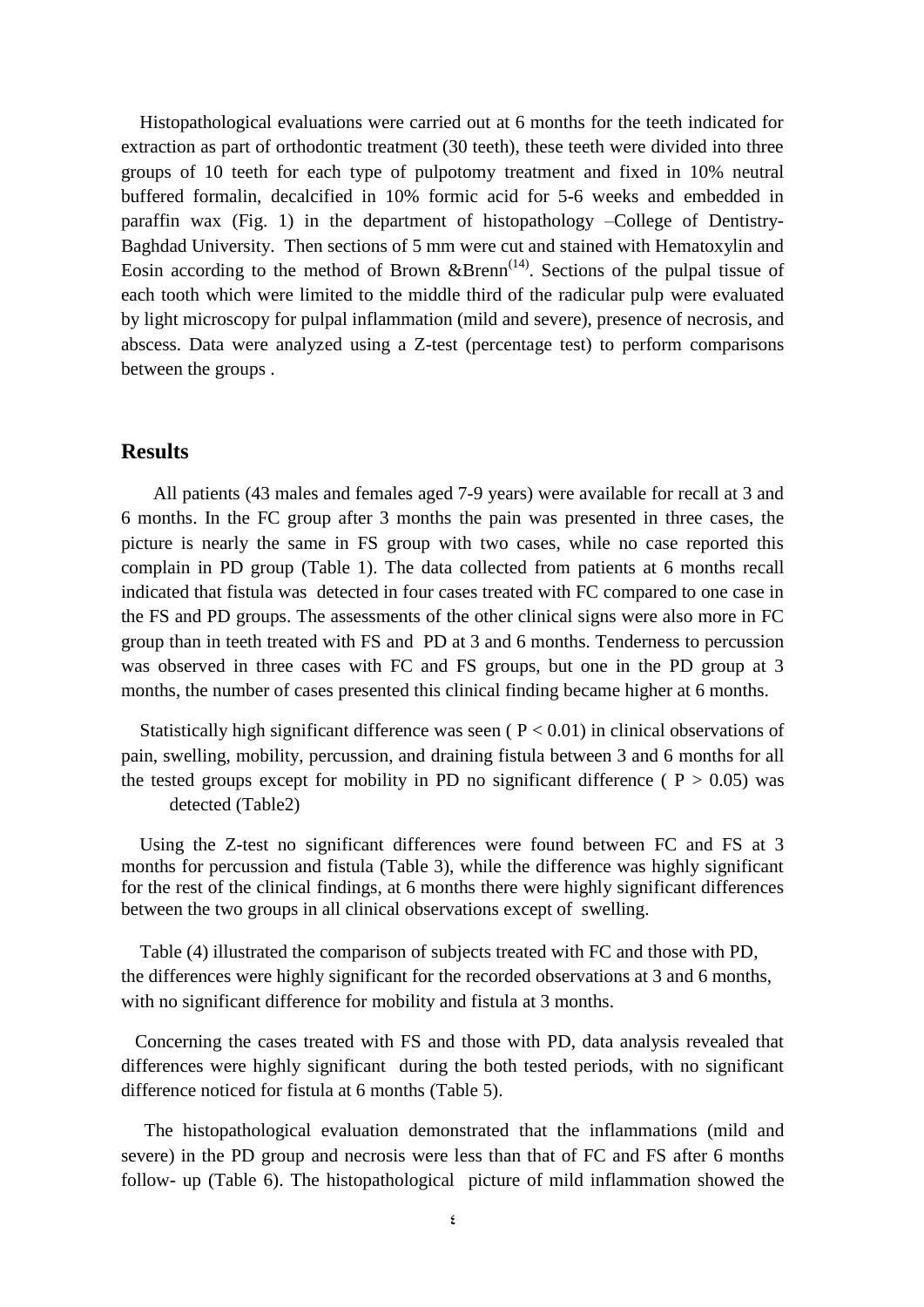Histopathological evaluations were carried out at 6 months for the teeth indicated for extraction as part of orthodontic treatment (30 teeth), these teeth were divided into three groups of 10 teeth for each type of pulpotomy treatment and fixed in 10% neutral buffered formalin, decalcified in 10% formic acid for 5-6 weeks and embedded in paraffin wax (Fig. 1) in the department of histopathology –College of Dentistry-Baghdad University. Then sections of 5 mm were cut and stained with Hematoxylin and Eosin according to the method of Brown &Brenn[14]. Sections of the pulpal tissue of each tooth which were limited to the middle third of the radicular pulp were evaluated by light microscopy for pulpal inflammation (mild and severe), presence of necrosis, and abscess. Data were analyzed using a Z-test (percentage test) to perform comparisons between the groups .

## Results

All patients (43 males and females aged 7-9 years) were available for recall at 3 and 6 months. In the FC group after 3 months the pain was presented in three cases, the picture is nearly the same in FS group with two cases, while no case reported this complain in PD group (Table 1). The data collected from patients at 6 months recall indicated that fistula was detected in four cases treated with FC compared to one case in the FS and PD groups. The assessments of the other clinical signs were also more in FC group than in teeth treated with FS and PD at 3 and 6 months. Tenderness to percussion was observed in three cases with FC and FS groups, but one in the PD group at 3 months, the number of cases presented this clinical finding became higher at 6 months.

Statistically high significant difference was seen ( $P < 0.01$) in clinical observations of pain, swelling, mobility, percussion, and draining fistula between 3 and 6 months for all the tested groups except for mobility in PD no significant difference ( $P > 0.05$) was detected (Table2)

Using the Z-test no significant differences were found between FC and FS at 3 months for percussion and fistula (Table 3), while the difference was highly significant for the rest of the clinical findings, at 6 months there were highly significant differences between the two groups in all clinical observations except of swelling.

Table (4) illustrated the comparison of subjects treated with FC and those with PD, the differences were highly significant for the recorded observations at 3 and 6 months, with no significant difference for mobility and fistula at 3 months.

Concerning the cases treated with FS and those with PD, data analysis revealed that differences were highly significant during the both tested periods, with no significant difference noticed for fistula at 6 months (Table 5).

The histopathological evaluation demonstrated that the inflammations (mild and severe) in the PD group and necrosis were less than that of FC and FS after 6 months follow- up (Table 6). The histopathological picture of mild inflammation showed the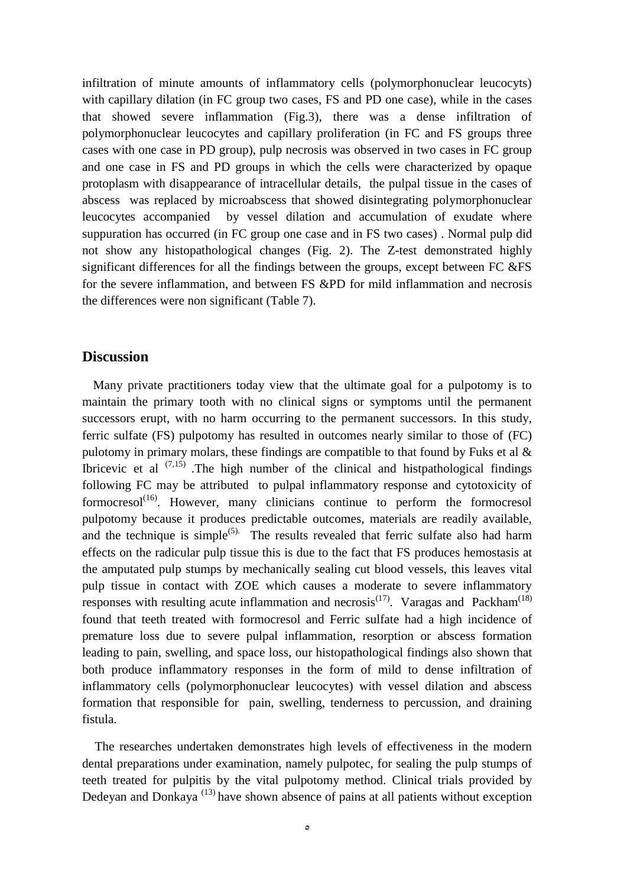infiltration of minute amounts of inflammatory cells (polymorphonuclear leucocyts) with capillary dilation (in FC group two cases, FS and PD one case), while in the cases that showed severe inflammation (Fig.3), there was a dense infiltration of polymorphonuclear leucocytes and capillary proliferation (in FC and FS groups three cases with one case in PD group), pulp necrosis was observed in two cases in FC group and one case in FS and PD groups in which the cells were characterized by opaque protoplasm with disappearance of intracellular details, the pulpal tissue in the cases of abscess was replaced by microabscess that showed disintegrating polymorphonuclear leucocytes accompanied by vessel dilation and accumulation of exudate where suppuration has occurred (in FC group one case and in FS two cases) . Normal pulp did not show any histopathological changes (Fig. 2). The Z-test demonstrated highly significant differences for all the findings between the groups, except between FC &FS for the severe inflammation, and between FS &PD for mild inflammation and necrosis the differences were non significant (Table 7).

## Discussion

Many private practitioners today view that the ultimate goal for a pulpotomy is to maintain the primary tooth with no clinical signs or symptoms until the permanent successors erupt, with no harm occurring to the permanent successors. In this study, ferric sulfate (FS) pulpotomy has resulted in outcomes nearly similar to those of (FC) pulotomy in primary molars, these findings are compatible to that found by Fuks et al & Ibricevic et al [7,15] .The high number of the clinical and histpathological findings following FC may be attributed to pulpal inflammatory response and cytotoxicity of formocresol[16]. However, many clinicians continue to perform the formocresol pulpotomy because it produces predictable outcomes, materials are readily available, and the technique is simple[5]. The results revealed that ferric sulfate also had harm effects on the radicular pulp tissue this is due to the fact that FS produces hemostasis at the amputated pulp stumps by mechanically sealing cut blood vessels, this leaves vital pulp tissue in contact with ZOE which causes a moderate to severe inflammatory responses with resulting acute inflammation and necrosis[17]. Varagas and Packham[18] found that teeth treated with formocresol and Ferric sulfate had a high incidence of premature loss due to severe pulpal inflammation, resorption or abscess formation leading to pain, swelling, and space loss, our histopathological findings also shown that both produce inflammatory responses in the form of mild to dense infiltration of inflammatory cells (polymorphonuclear leucocytes) with vessel dilation and abscess formation that responsible for pain, swelling, tenderness to percussion, and draining fistula.

The researches undertaken demonstrates high levels of effectiveness in the modern dental preparations under examination, namely pulpotec, for sealing the pulp stumps of teeth treated for pulpitis by the vital pulpotomy method. Clinical trials provided by Dedeyan and Donkaya [13] have shown absence of pains at all patients without exception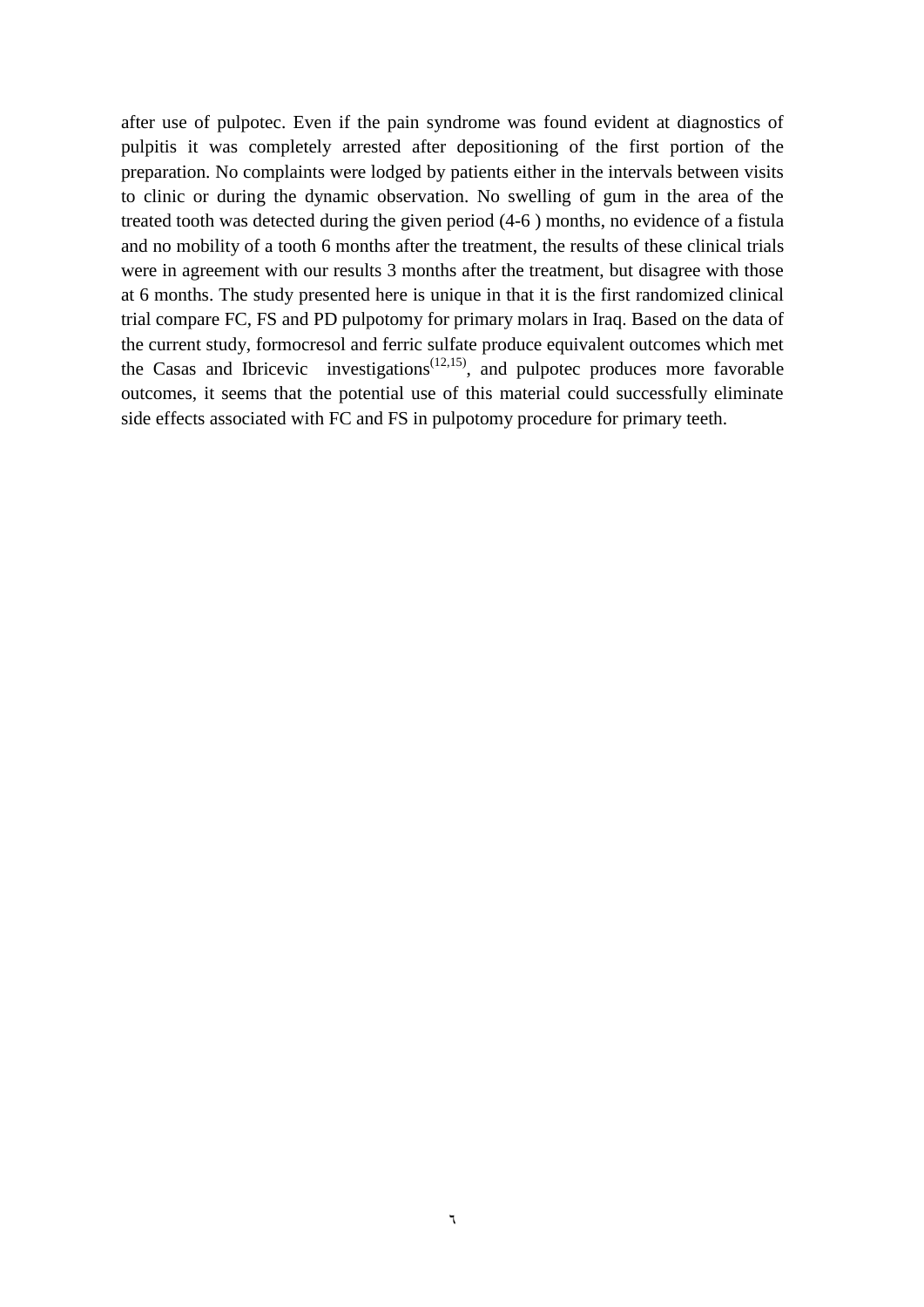after use of pulpotec. Even if the pain syndrome was found evident at diagnostics of pulpitis it was completely arrested after depositioning of the first portion of the preparation. No complaints were lodged by patients either in the intervals between visits to clinic or during the dynamic observation. No swelling of gum in the area of the treated tooth was detected during the given period (4-6 ) months, no evidence of a fistula and no mobility of a tooth 6 months after the treatment, the results of these clinical trials were in agreement with our results 3 months after the treatment, but disagree with those at 6 months. The study presented here is unique in that it is the first randomized clinical trial compare FC, FS and PD pulpotomy for primary molars in Iraq. Based on the data of the current study, formocresol and ferric sulfate produce equivalent outcomes which met the Casas and Ibricevic investigations(12,15), and pulpotec produces more favorable outcomes, it seems that the potential use of this material could successfully eliminate side effects associated with FC and FS in pulpotomy procedure for primary teeth.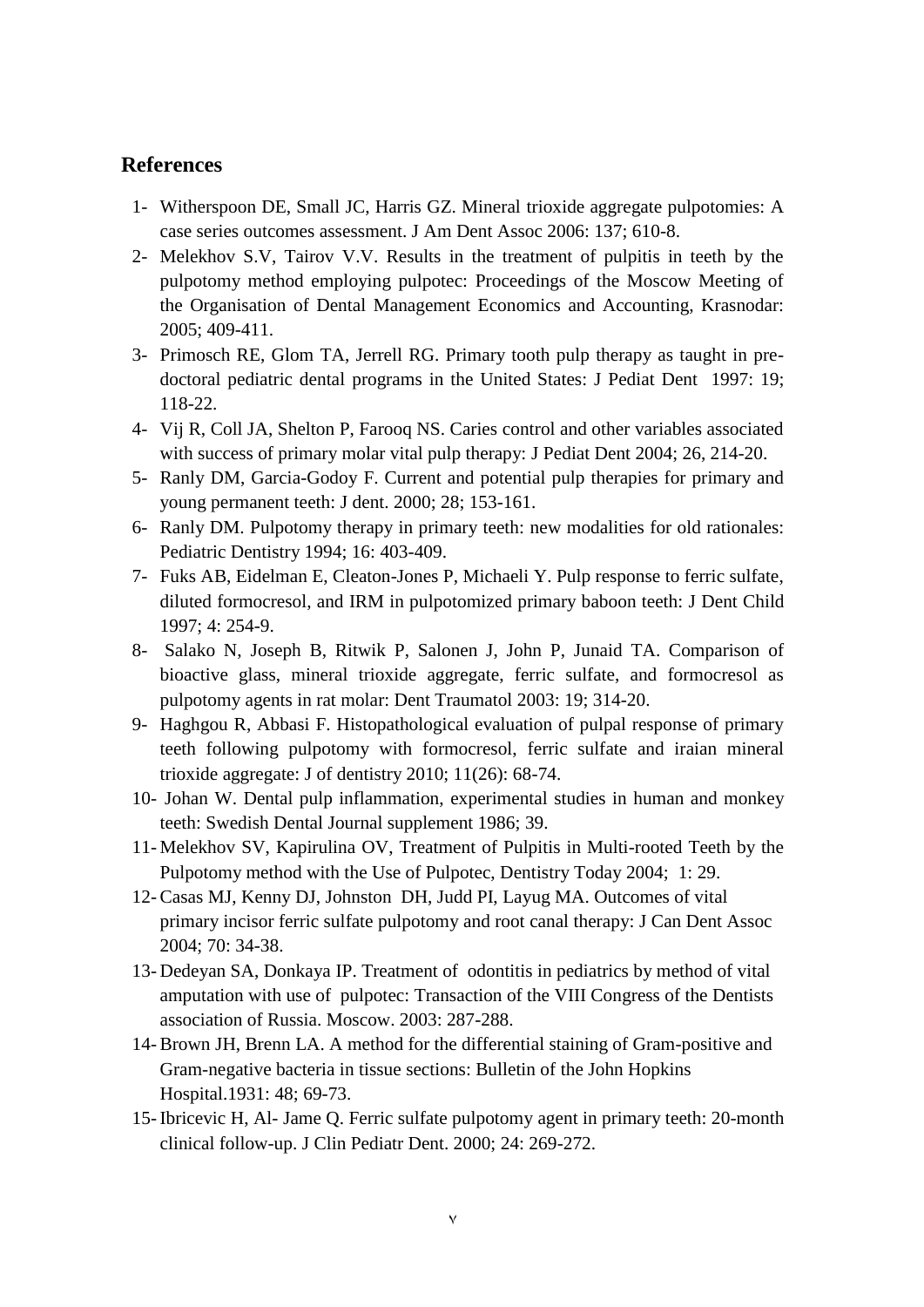## References

1- Witherspoon DE, Small JC, Harris GZ. Mineral trioxide aggregate pulpotomies: A case series outcomes assessment. J Am Dent Assoc 2006: 137; 610-8.
2- Melekhov S.V, Tairov V.V. Results in the treatment of pulpitis in teeth by the pulpotomy method employing pulpotec: Proceedings of the Moscow Meeting of the Organisation of Dental Management Economics and Accounting, Krasnodar: 2005; 409-411.
3- Primosch RE, Glom TA, Jerrell RG. Primary tooth pulp therapy as taught in pre-doctoral pediatric dental programs in the United States: J Pediat Dent 1997: 19; 118-22.
4- Vij R, Coll JA, Shelton P, Farooq NS. Caries control and other variables associated with success of primary molar vital pulp therapy: J Pediat Dent 2004; 26, 214-20.
5- Ranly DM, Garcia-Godoy F. Current and potential pulp therapies for primary and young permanent teeth: J dent. 2000; 28; 153-161.
6- Ranly DM. Pulpotomy therapy in primary teeth: new modalities for old rationales: Pediatric Dentistry 1994; 16: 403-409.
7- Fuks AB, Eidelman E, Cleaton-Jones P, Michaeli Y. Pulp response to ferric sulfate, diluted formocresol, and IRM in pulpotomized primary baboon teeth: J Dent Child 1997; 4: 254-9.
8- Salako N, Joseph B, Ritwik P, Salonen J, John P, Junaid TA. Comparison of bioactive glass, mineral trioxide aggregate, ferric sulfate, and formocresol as pulpotomy agents in rat molar: Dent Traumatol 2003: 19; 314-20.
9- Haghgou R, Abbasi F. Histopathological evaluation of pulpal response of primary teeth following pulpotomy with formocresol, ferric sulfate and iraian mineral trioxide aggregate: J of dentistry 2010; 11(26): 68-74.
10- Johan W. Dental pulp inflammation, experimental studies in human and monkey teeth: Swedish Dental Journal supplement 1986; 39.
11- Melekhov SV, Kapirulina OV, Treatment of Pulpitis in Multi-rooted Teeth by the Pulpotomy method with the Use of Pulpotec, Dentistry Today 2004; 1: 29.
12- Casas MJ, Kenny DJ, Johnston DH, Judd PI, Layug MA. Outcomes of vital primary incisor ferric sulfate pulpotomy and root canal therapy: J Can Dent Assoc 2004; 70: 34-38.
13- Dedeyan SA, Donkaya IP. Treatment of odontitis in pediatrics by method of vital amputation with use of pulpotec: Transaction of the VIII Congress of the Dentists association of Russia. Moscow. 2003: 287-288.
14- Brown JH, Brenn LA. A method for the differential staining of Gram-positive and Gram-negative bacteria in tissue sections: Bulletin of the John Hopkins Hospital.1931: 48; 69-73.
15- Ibricevic H, Al- Jame Q. Ferric sulfate pulpotomy agent in primary teeth: 20-month clinical follow-up. J Clin Pediatr Dent. 2000; 24: 269-272.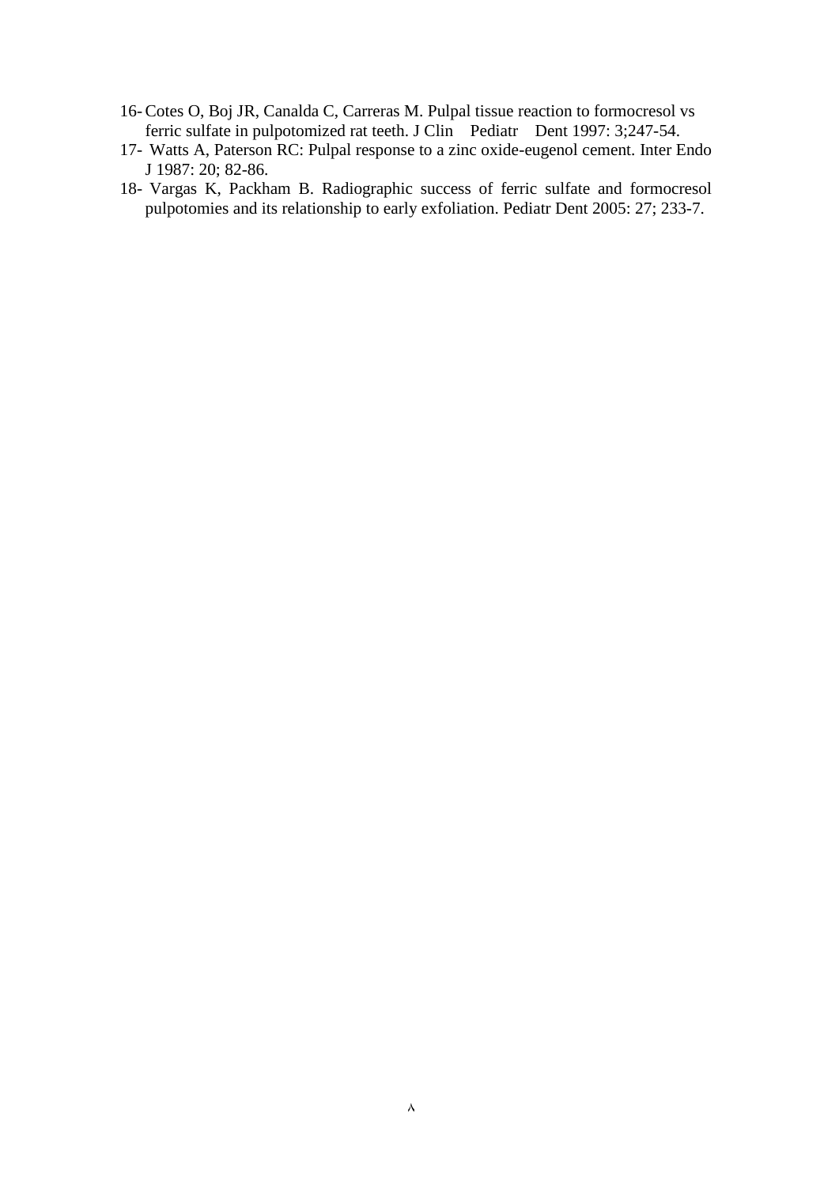16- Cotes O, Boj JR, Canalda C, Carreras M. Pulpal tissue reaction to formocresol vs ferric sulfate in pulpotomized rat teeth. J Clin Pediatr Dent 1997: 3;247-54.

17- Watts A, Paterson RC: Pulpal response to a zinc oxide-eugenol cement. Inter Endo J 1987: 20; 82-86.

18- Vargas K, Packham B. Radiographic success of ferric sulfate and formocresol pulpotomies and its relationship to early exfoliation. Pediatr Dent 2005: 27; 233-7.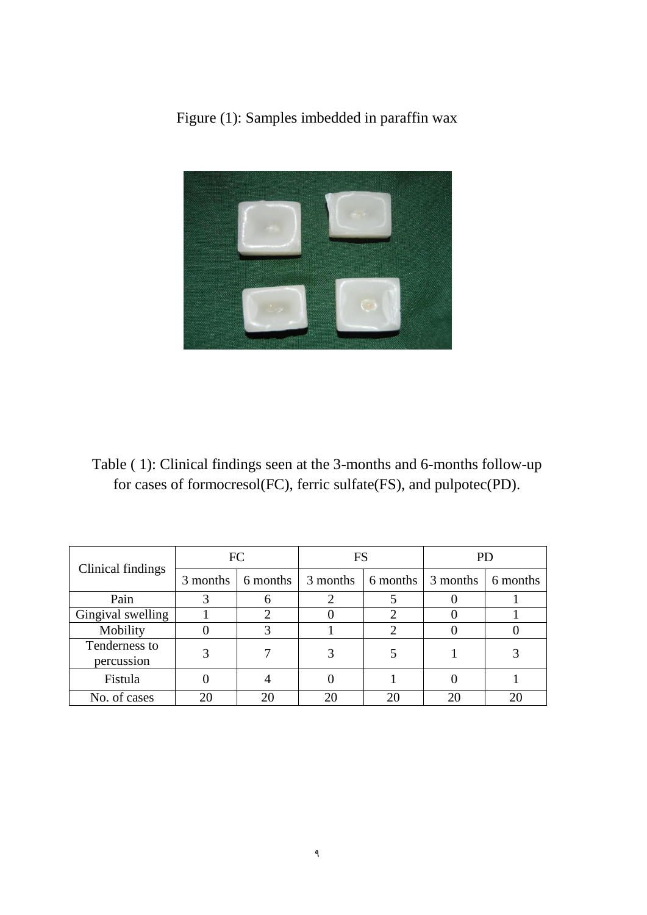Figure (1): Samples imbedded in paraffin wax

Table ( 1): Clinical findings seen at the 3-months and 6-months follow-up for cases of formocresol(FC), ferric sulfate(FS), and pulpotec(PD).

| Clinical findings | FC | | FS | | PD | |
|---|---|---|---|---|---|---|
| | 3 months | 6 months | 3 months | 6 months | 3 months | 6 months |
| Pain | 3 | 6 | 2 | 5 | 0 | 1 |
| Gingival swelling | 1 | 2 | 0 | 2 | 0 | 1 |
| Mobility | 0 | 3 | 1 | 2 | 0 | 0 |
| Tenderness to percussion | 3 | 7 | 3 | 5 | 1 | 3 |
| Fistula | 0 | 4 | 0 | 1 | 0 | 1 |
| No. of cases | 20 | 20 | 20 | 20 | 20 | 20 |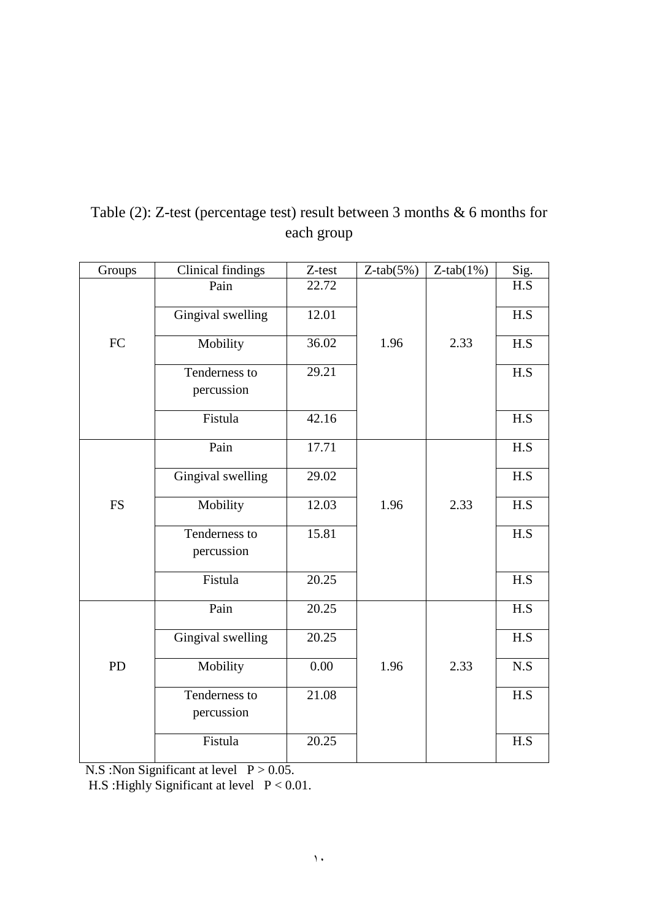Table (2): Z-test (percentage test) result between 3 months & 6 months for each group

| Groups | Clinical findings | Z-test | Z-tab(5%) | Z-tab(1%) | Sig. |
|---|---|---|---|---|---|
| FC | Pain | 22.72 | 1.96 | 2.33 | H.S |
| | Gingival swelling | 12.01 | | | H.S |
| | Mobility | 36.02 | | | H.S |
| | Tenderness to percussion | 29.21 | | | H.S |
| | Fistula | 42.16 | | | H.S |
| FS | Pain | 17.71 | 1.96 | 2.33 | H.S |
| | Gingival swelling | 29.02 | | | H.S |
| | Mobility | 12.03 | | | H.S |
| | Tenderness to percussion | 15.81 | | | H.S |
| | Fistula | 20.25 | | | H.S |
| PD | Pain | 20.25 | 1.96 | 2.33 | H.S |
| | Gingival swelling | 20.25 | | | H.S |
| | Mobility | 0.00 | | | N.S |
| | Tenderness to percussion | 21.08 | | | H.S |
| | Fistula | 20.25 | | | H.S |

N.S :Non Significant at level $P > 0.05$.

H.S :Highly Significant at level $P < 0.01$.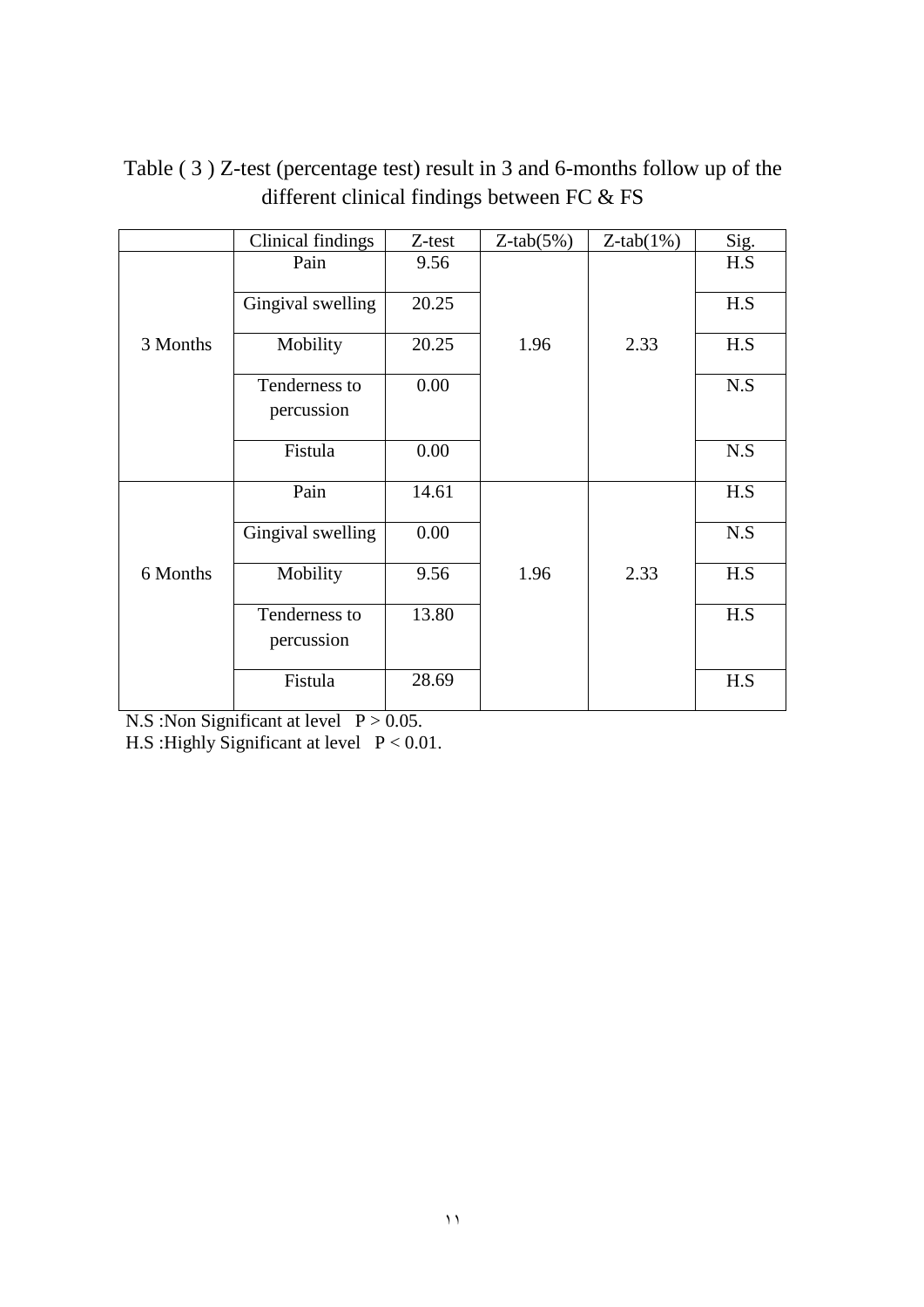Table ( 3 ) Z-test (percentage test) result in 3 and 6-months follow up of the different clinical findings between FC & FS

| | Clinical findings | Z-test | Z-tab(5%) | Z-tab(1%) | Sig. |
|---|---|---|---|---|---|
| 3 Months | Pain | 9.56 | 1.96 | 2.33 | H.S |
| | Gingival swelling | 20.25 | | | H.S |
| | Mobility | 20.25 | | | H.S |
| | Tenderness to percussion | 0.00 | | | N.S |
| | Fistula | 0.00 | | | N.S |
| 6 Months | Pain | 14.61 | 1.96 | 2.33 | H.S |
| | Gingival swelling | 0.00 | | | N.S |
| | Mobility | 9.56 | | | H.S |
| | Tenderness to percussion | 13.80 | | | H.S |
| | Fistula | 28.69 | | | H.S |

N.S :Non Significant at level $P > 0.05$.

H.S :Highly Significant at level $P < 0.01$.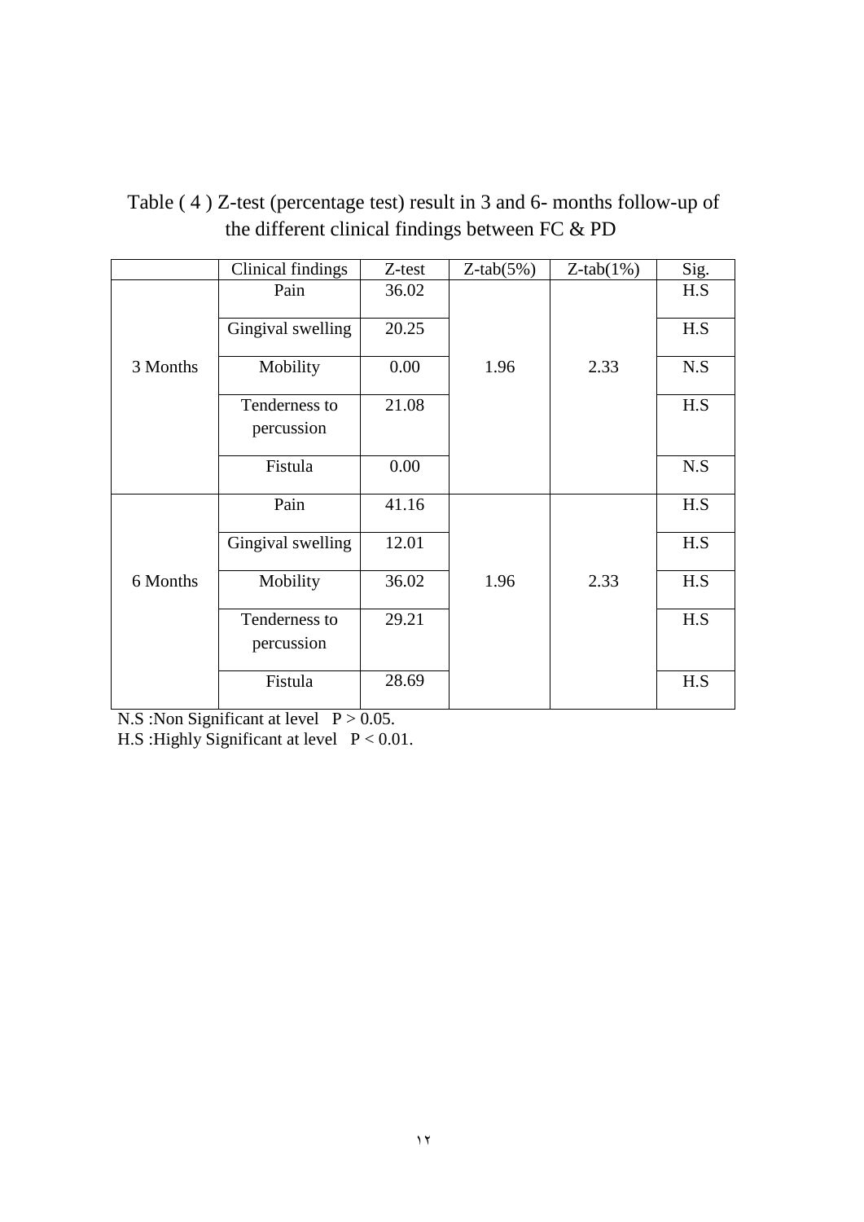Table ( 4 ) Z-test (percentage test) result in 3 and 6- months follow-up of the different clinical findings between FC & PD

| | Clinical findings | Z-test | Z-tab(5%) | Z-tab(1%) | Sig. |
|---|---|---|---|---|---|
| 3 Months | Pain | 36.02 | 1.96 | 2.33 | H.S |
| | Gingival swelling | 20.25 | | | H.S |
| | Mobility | 0.00 | | | N.S |
| | Tenderness to percussion | 21.08 | | | H.S |
| | Fistula | 0.00 | | | N.S |
| 6 Months | Pain | 41.16 | 1.96 | 2.33 | H.S |
| | Gingival swelling | 12.01 | | | H.S |
| | Mobility | 36.02 | | | H.S |
| | Tenderness to percussion | 29.21 | | | H.S |
| | Fistula | 28.69 | | | H.S |

N.S :Non Significant at level $P > 0.05$.

H.S :Highly Significant at level $P < 0.01$.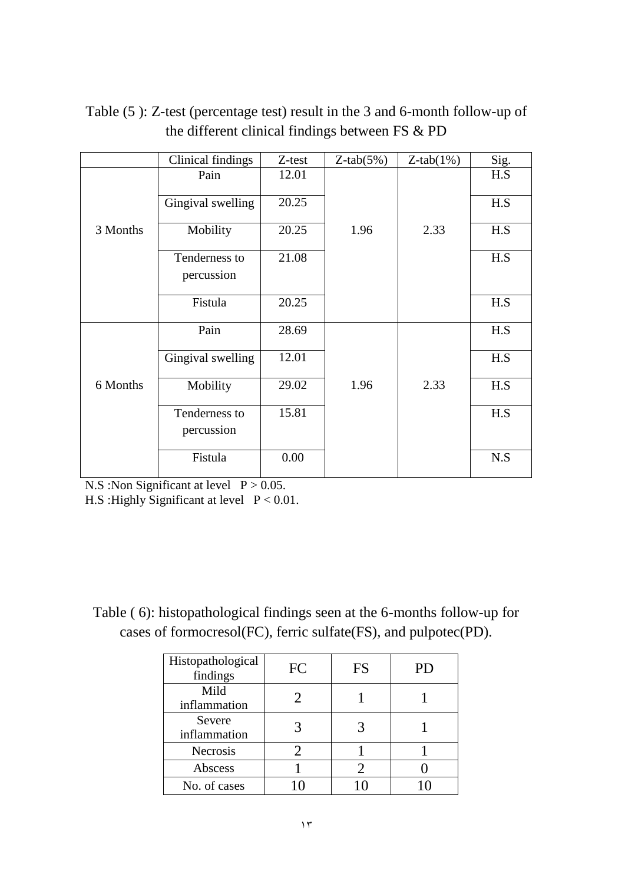Table (5 ): Z-test (percentage test) result in the 3 and 6-month follow-up of the different clinical findings between FS & PD

| | Clinical findings | Z-test | Z-tab(5%) | Z-tab(1%) | Sig. |
|---|---|---|---|---|---|
| 3 Months | Pain | 12.01 | 1.96 | 2.33 | H.S |
| | Gingival swelling | 20.25 | | | H.S |
| | Mobility | 20.25 | | | H.S |
| | Tenderness to percussion | 21.08 | | | H.S |
| | Fistula | 20.25 | | | H.S |
| 6 Months | Pain | 28.69 | 1.96 | 2.33 | H.S |
| | Gingival swelling | 12.01 | | | H.S |
| | Mobility | 29.02 | | | H.S |
| | Tenderness to percussion | 15.81 | | | H.S |
| | Fistula | 0.00 | | | N.S |

N.S :Non Significant at level $P > 0.05$.
H.S :Highly Significant at level $P < 0.01$.

Table ( 6): histopathological findings seen at the 6-months follow-up for cases of formocresol(FC), ferric sulfate(FS), and pulpotec(PD).

| Histopathological findings | FC | FS | PD |
|---|---|---|---|
| Mild inflammation | 2 | 1 | 1 |
| Severe inflammation | 3 | 3 | 1 |
| Necrosis | 2 | 1 | 1 |
| Abscess | 1 | 2 | 0 |
| No. of cases | 10 | 10 | 10 |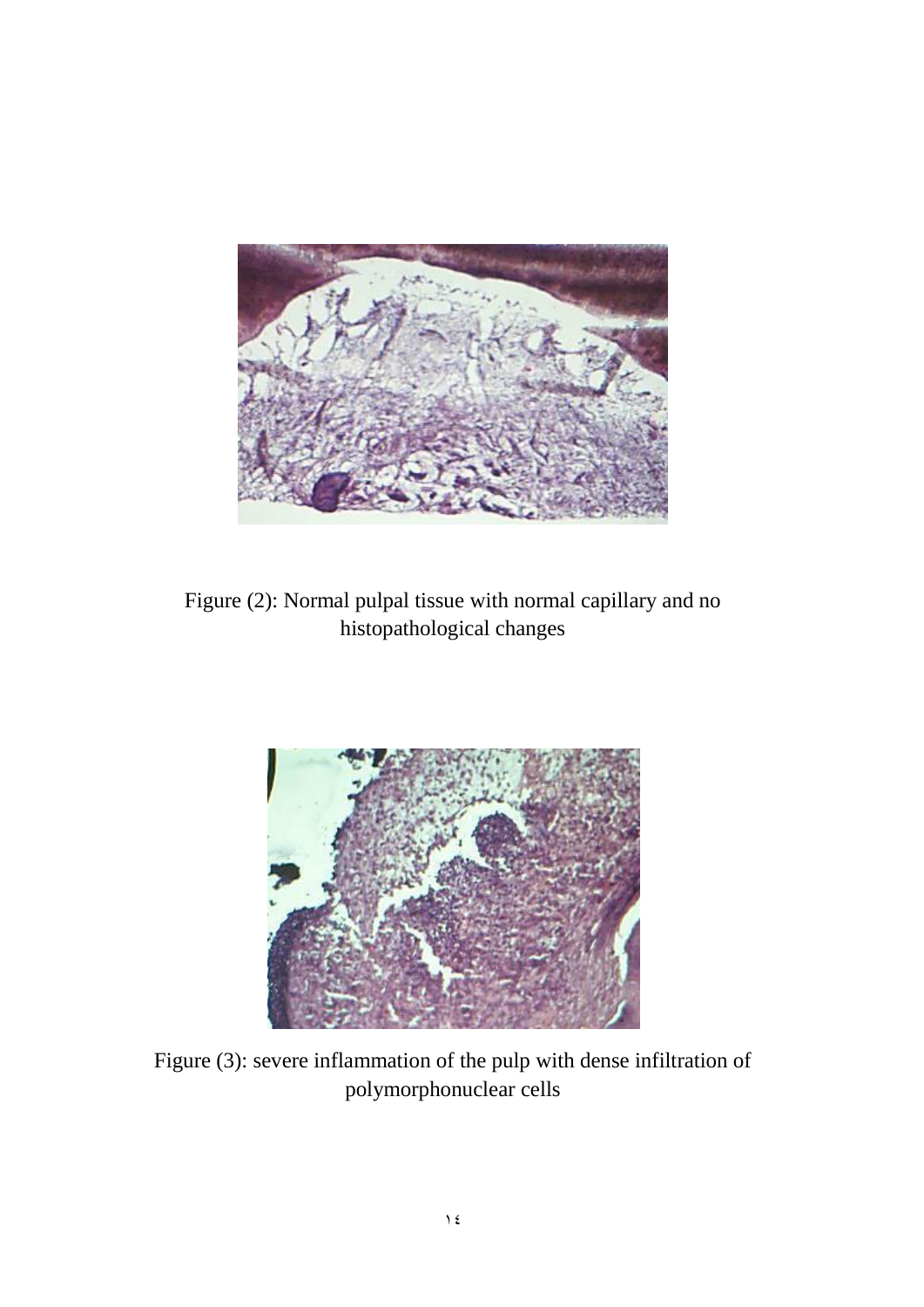Figure (2): Normal pulpal tissue with normal capillary and no histopathological changes

Figure (3): severe inflammation of the pulp with dense infiltration of polymorphonuclear cells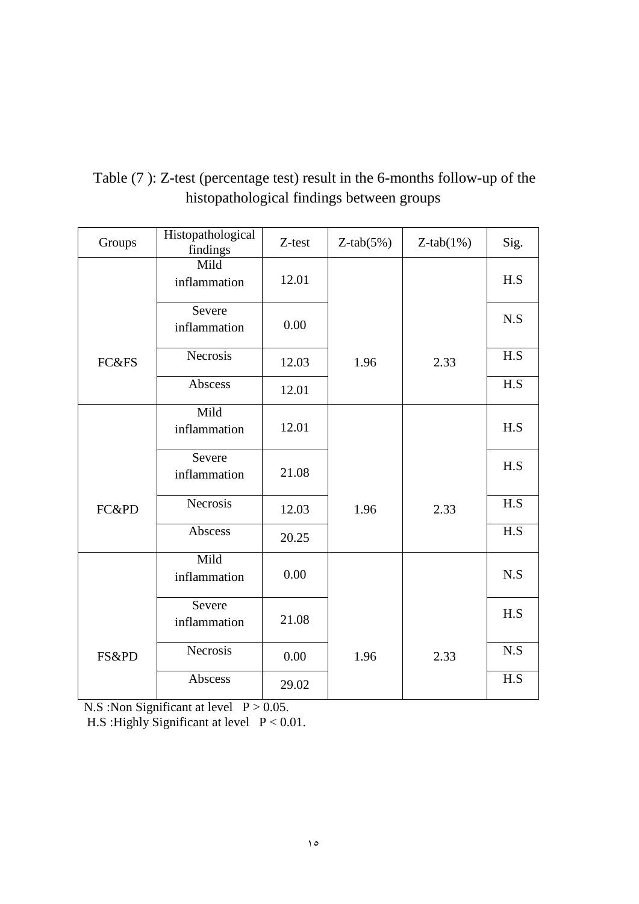Table (7 ): Z-test (percentage test) result in the 6-months follow-up of the histopathological findings between groups

| Groups | Histopathological findings | Z-test | Z-tab(5%) | Z-tab(1%) | Sig. |
|---|---|---|---|---|---|
| FC&FS | Mild inflammation | 12.01 | 1.96 | 2.33 | H.S |
| | Severe inflammation | 0.00 | | | N.S |
| | Necrosis | 12.03 | | | H.S |
| | Abscess | 12.01 | | | H.S |
| FC&PD | Mild inflammation | 12.01 | 1.96 | 2.33 | H.S |
| | Severe inflammation | 21.08 | | | H.S |
| | Necrosis | 12.03 | | | H.S |
| | Abscess | 20.25 | | | H.S |
| FS&PD | Mild inflammation | 0.00 | 1.96 | 2.33 | N.S |
| | Severe inflammation | 21.08 | | | H.S |
| | Necrosis | 0.00 | | | N.S |
| | Abscess | 29.02 | | | H.S |

N.S :Non Significant at level $P > 0.05$.
H.S :Highly Significant at level $P < 0.01$.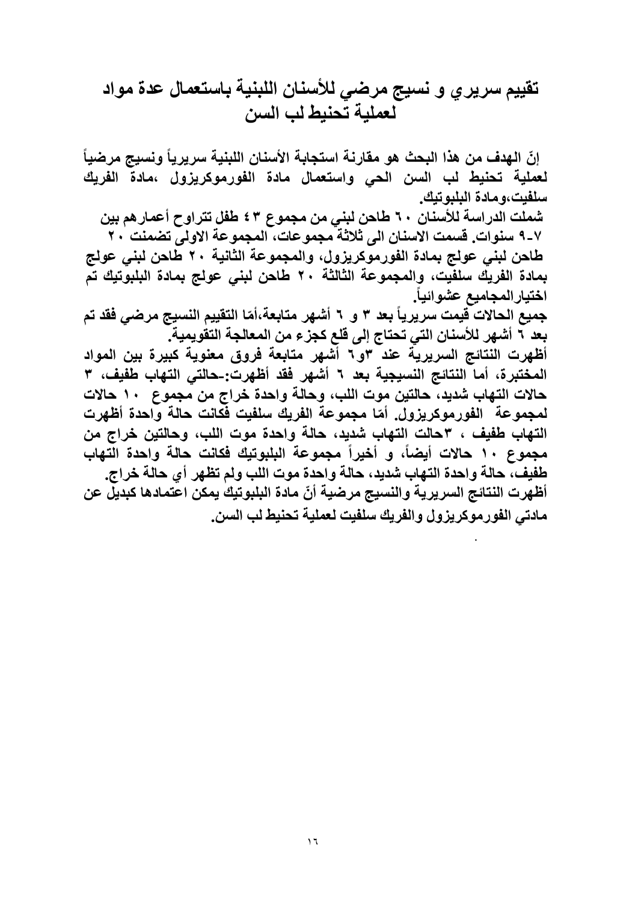# تقييم سريري و نسيج مرضي للأسنان اللبنية باستعمال عدة مواد لعملية تحنيط لب السن

إنّ الهدف من هذا البحث هو مقارنة استجابة الأسنان اللبنية سريرياً ونسيج مرضياً لعملية تحنيط لب السن الحي واستعمال مادة الفورموكريزول ،مادة الفريك سلفيت،ومادة البلبوتيك.

شملت الدراسة للأسنان ٦٠ طاحن لبني من مجموع ٤٣ طفل تتراوح أعمارهم بين ٧-٩ سنوات. قسمت الاسنان الى ثلاثة مجموعات، المجموعة الاولى تضمنت ٢٠ طاحن لبني عولج بمادة الفورموكريزول، والمجموعة الثانية ٢٠ طاحن لبني عولج بمادة الفريك سلفيت، والمجموعة الثالثة ٢٠ طاحن لبني عولج بمادة البلبوتيك تم اختيارالمجاميع عشوائياً.

جميع الحالات قيمت سريرياً بعد ٣ و ٦ أشهر متابعة،أمّا التقييم النسيج مرضي فقد تم بعد ٦ أشهر للأسنان التي تحتاج إلى قلع كجزء من المعالجة التقويمية.

أظهرت النتائج السريرية عند ٣و٦ أشهر متابعة فروق معنوية كبيرة بين المواد المختبرة، أما النتائج النسيجية بعد ٦ أشهر فقد أظهرت:-حالتي التهاب طفيف، ٣ حالات التهاب شديد، حالتين موت اللب، وحالة واحدة خراج من مجموع ١٠ حالات لمجموعة الفورموكريزول. أمّا مجموعة الفريك سلفيت فكانت حالة واحدة أظهرت التهاب طفيف ، ٣حالت التهاب شديد، حالة واحدة موت اللب، وحالتين خراج من مجموع ١٠ حالات أيضاً، و أخيراً مجموعة البلبوتيك فكانت حالة واحدة التهاب طفيف، حالة واحدة التهاب شديد، حالة واحدة موت اللب ولم تظهر أي حالة خراج.

أظهرت النتائج السريرية والنسيج مرضية أنّ مادة البلبوتيك يمكن اعتمادها كبديل عن مادتي الفورموكريزول والفريك سلفيت لعملية تحنيط لب السن.